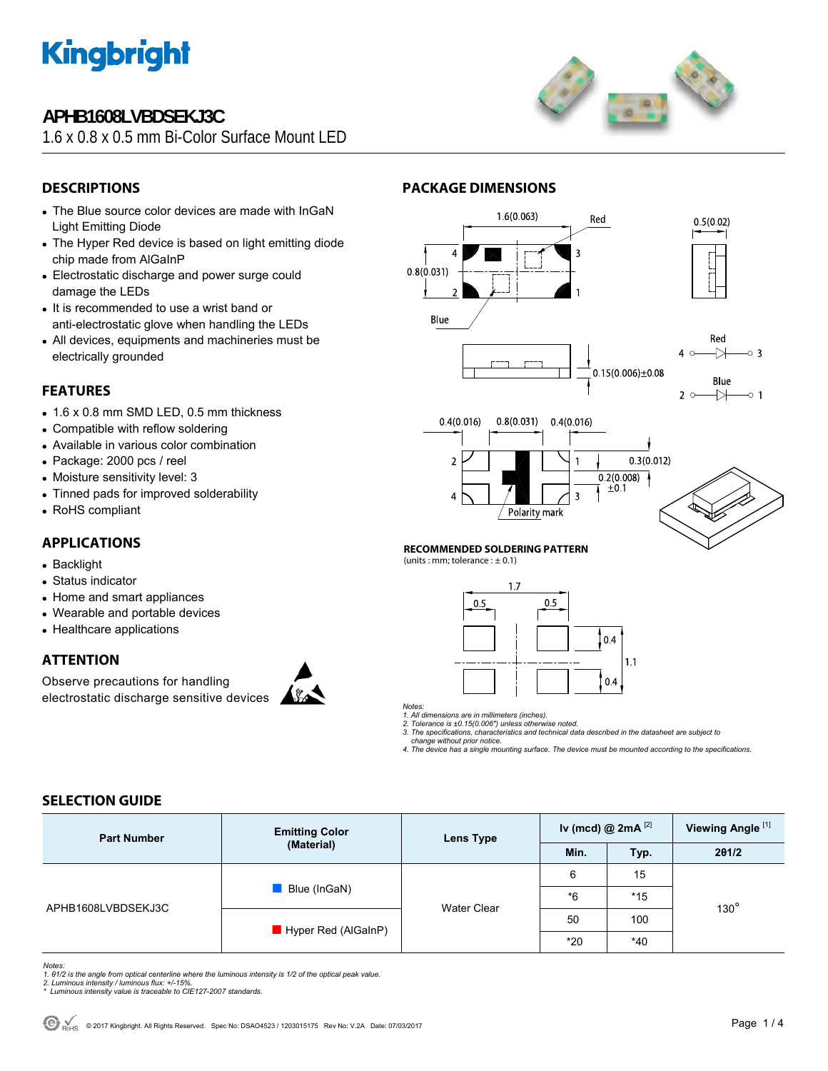# APHB1608LVBDSEKJ3C

1.6 x 0.8 x 0.5 mm Bi-Color Surface Mount LED

## DESCRIPTIONS

- The Blue source color devices are made with InGaN Light Emitting Diode
- The Hyper Red device is based on light emitting diode chip made from AlGaInP
- Electrostatic discharge and power surge could damage the LEDs
- It is recommended to use a wrist band or anti-electrostatic glove when handling the LEDs
- All devices, equipments and machineries must be electrically grounded

## FEATURES

- 1.6 x 0.8 mm SMD LED, 0.5 mm thickness
- Compatible with reflow soldering
- Available in various color combination
- Package: 2000 pcs / reel
- Moisture sensitivity level: 3
- Tinned pads for improved solderability
- RoHS compliant

## APPLICATIONS

- Backlight
- Status indicator
- Home and smart appliances
- Wearable and portable devices
- Healthcare applications

## ATTENTION

Observe precautions for handling electrostatic discharge sensitive devices

## PACKAGE DIMENSIONS

### RECOMMENDED SOLDERING PATTERN

(units : mm; tolerance : ± 0.1)

Notes:
1. All dimensions are in millimeters (inches).
2. Tolerance is ±0.15(0.006") unless otherwise noted.
3. The specifications, characteristics and technical data described in the datasheet are subject to change without prior notice.
4. The device has a single mounting surface. The device must be mounted according to the specifications.

## SELECTION GUIDE

| Part Number | Emitting Color (Material) | Lens Type | Iv (mcd) @ 2mA [2] | | Viewing Angle [1] |
|---|---|---|---|---|---|
| | | | Min. | Typ. | 2θ1/2 |
| APHB1608LVBDSEKJ3C | Blue (InGaN) | Water Clear | 6 | 15 | 130° |
| | | | *6 | *15 | |
| | Hyper Red (AlGaInP) | | 50 | 100 | |
| | | | *20 | *40 | |

Notes:
1. θ1/2 is the angle from optical centerline where the luminous intensity is 1/2 of the optical peak value.
2. Luminous intensity / luminous flux: +/-15%.
* Luminous intensity value is traceable to CIE127-2007 standards.

© 2017 Kingbright. All Rights Reserved. Spec No: DSAO4523 / 1203015175 Rev No: V.2A Date: 07/03/2017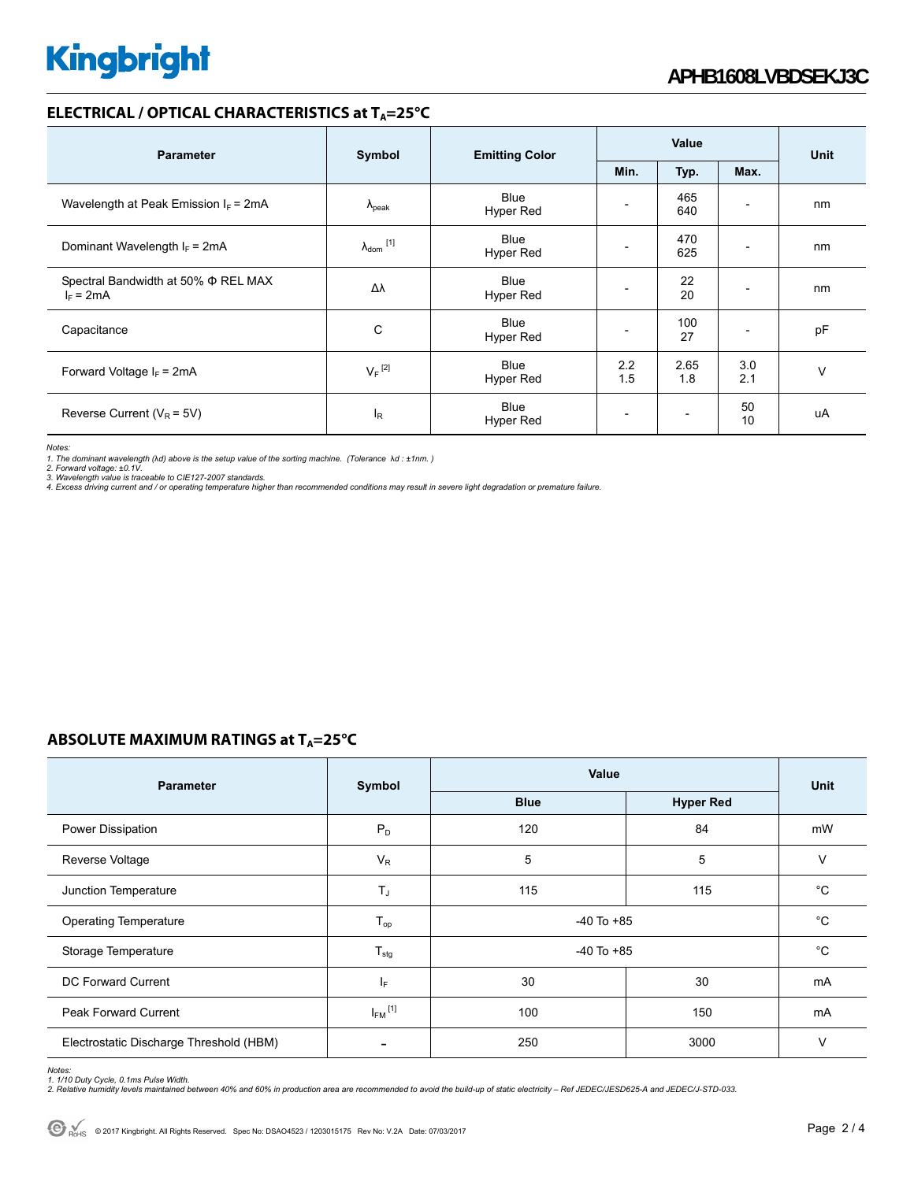## ELECTRICAL / OPTICAL CHARACTERISTICS at $T_A$=25°C

| Parameter | Symbol | Emitting Color | Value | | | Unit |
|---|---|---|---|---|---|---|
| | | | Min. | Typ. | Max. | |
| Wavelength at Peak Emission $I_F$ = 2mA | $\lambda_{peak}$ | Blue<br>Hyper Red | - | 465<br>640 | - | nm |
| Dominant Wavelength $I_F$ = 2mA | $\lambda_{dom}$ [1] | Blue<br>Hyper Red | - | 470<br>625 | - | nm |
| Spectral Bandwidth at 50% Φ REL MAX<br>$I_F$ = 2mA | Δλ | Blue<br>Hyper Red | - | 22<br>20 | - | nm |
| Capacitance | C | Blue<br>Hyper Red | - | 100<br>27 | - | pF |
| Forward Voltage $I_F$ = 2mA | $V_F$ [2] | Blue<br>Hyper Red | 2.2<br>1.5 | 2.65<br>1.8 | 3.0<br>2.1 | V |
| Reverse Current ($V_R$ = 5V) | $I_R$ | Blue<br>Hyper Red | - | - | 50<br>10 | uA |

*Notes:*
*1. The dominant wavelength (λd) above is the setup value of the sorting machine. (Tolerance λd : ±1nm. )*
*2. Forward voltage: ±0.1V.*
*3. Wavelength value is traceable to CIE127-2007 standards.*
*4. Excess driving current and / or operating temperature higher than recommended conditions may result in severe light degradation or premature failure.*

## ABSOLUTE MAXIMUM RATINGS at $T_A$=25°C

| Parameter | Symbol | Value | | Unit |
|---|---|---|---|---|
| | | Blue | Hyper Red | |
| Power Dissipation | $P_D$ | 120 | 84 | mW |
| Reverse Voltage | $V_R$ | 5 | 5 | V |
| Junction Temperature | $T_J$ | 115 | 115 | °C |
| Operating Temperature | $T_{op}$ | -40 To +85 | | °C |
| Storage Temperature | $T_{stg}$ | -40 To +85 | | °C |
| DC Forward Current | $I_F$ | 30 | 30 | mA |
| Peak Forward Current | $I_{FM}$ [1] | 100 | 150 | mA |
| Electrostatic Discharge Threshold (HBM) | - | 250 | 3000 | V |

*Notes:*
*1. 1/10 Duty Cycle, 0.1ms Pulse Width.*
*2. Relative humidity levels maintained between 40% and 60% in production area are recommended to avoid the build-up of static electricity – Ref JEDEC/JESD625-A and JEDEC/J-STD-033.*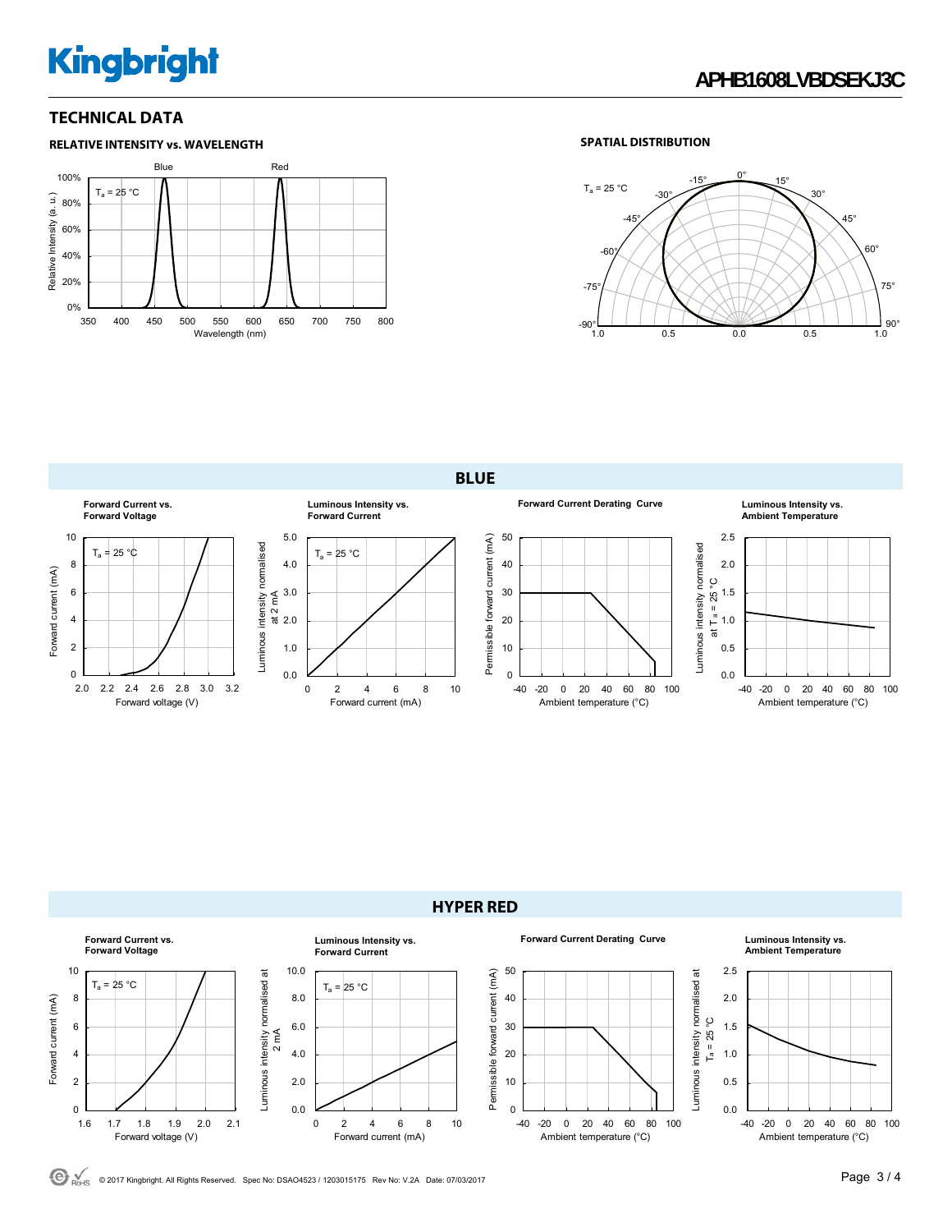## TECHNICAL DATA

### RELATIVE INTENSITY vs. WAVELENGTH

Blue Red

$T_a$ = 25 °C

Relative Intensity (a. u.)

100% 80% 60% 40% 20% 0%

350 400 450 500 550 600 650 700 750 800

Wavelength (nm)

### SPATIAL DISTRIBUTION

$T_a$ = 25 °C

0° 15° 30° 45° 60° 75° 90° -15° -30° -45° -60° -75° -90°

1.0 0.5 0.0 0.5 1.0

## BLUE

**Forward Current vs. Forward Voltage**

$T_a$ = 25 °C

Forward current (mA): 0 2 4 6 8 10

Forward voltage (V): 2.0 2.2 2.4 2.6 2.8 3.0 3.2

**Luminous Intensity vs. Forward Current**

$T_a$ = 25 °C

Luminous intensity normalised at 2 mA: 0.0 1.0 2.0 3.0 4.0 5.0

Forward current (mA): 0 2 4 6 8 10

**Forward Current Derating Curve**

Permissible forward current (mA): 0 10 20 30 40 50

Ambient temperature (°C): -40 -20 0 20 40 60 80 100

**Luminous Intensity vs. Ambient Temperature**

Luminous intensity normalised at $T_a$ = 25 °C: 0.0 0.5 1.0 1.5 2.0 2.5

Ambient temperature (°C): -40 -20 0 20 40 60 80 100

## HYPER RED

**Forward Current vs. Forward Voltage**

$T_a$ = 25 °C

Forward current (mA): 0 2 4 6 8 10

Forward voltage (V): 1.6 1.7 1.8 1.9 2.0 2.1

**Luminous Intensity vs. Forward Current**

$T_a$ = 25 °C

Luminous intensity normalised at 2 mA: 0.0 2.0 4.0 6.0 8.0 10.0

Forward current (mA): 0 2 4 6 8 10

**Forward Current Derating Curve**

Permissible forward current (mA): 0 10 20 30 40 50

Ambient temperature (°C): -40 -20 0 20 40 60 80 100

**Luminous Intensity vs. Ambient Temperature**

Luminous intensity normalised at $T_a$ = 25 °C: 0.0 0.5 1.0 1.5 2.0 2.5

Ambient temperature (°C): -40 -20 0 20 40 60 80 100

© 2017 Kingbright. All Rights Reserved. Spec No: DSAO4523 / 1203015175 Rev No: V.2A Date: 07/03/2017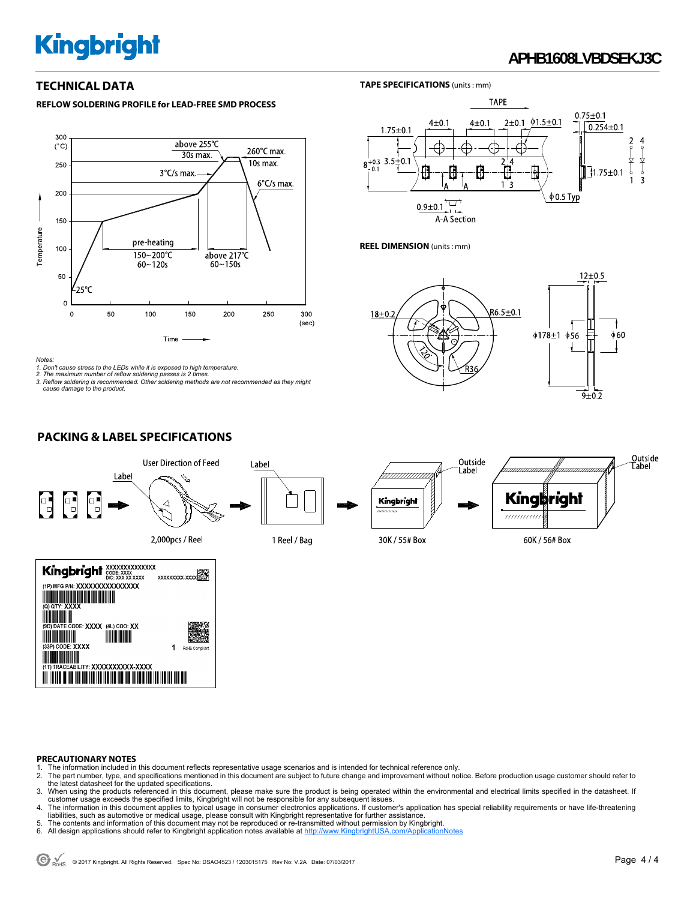## TECHNICAL DATA

### REFLOW SOLDERING PROFILE for LEAD-FREE SMD PROCESS

Temperature (°C)

300
250
200
150
100
50
0

Time (sec)

0 50 100 150 200 250 300

25°C

pre-heating
150~200°C
60~120s

3°C/s max.

above 255°C
30s max.

260°C max.
10s max.

6°C/s max.

above 217°C
60~150s

*Notes:*
*1. Don't cause stress to the LEDs while it is exposed to high temperature.*
*2. The maximum number of reflow soldering passes is 2 times.*
*3. Reflow soldering is recommended. Other soldering methods are not recommended as they might cause damage to the product.*

### TAPE SPECIFICATIONS (units : mm)

TAPE

1.75±0.1
4±0.1
4±0.1
2±0.1
ϕ1.5±0.1
0.75±0.1
0.254±0.1
$8^{+0.3}_{-0.1}$
3.5±0.1
1.75±0.1
ϕ0.5 Typ
0.9±0.1
A-A Section
2 4
1 3

### REEL DIMENSION (units : mm)

18±0.2
R6.5±0.1
120°
R36
12±0.5
ϕ178±1
ϕ56
ϕ60
9±0.2

## PACKING & LABEL SPECIFICATIONS

User Direction of Feed
Label
Label
Outside Label
Outside Label

2,000pcs / Reel
1 Reel / Bag
30K / 55# Box
60K / 56# Box

Kingbright XXXXXXXXXXXXXX
CODE: XXXX
D/C: XXX XX XXXX
XXXXXXXXX-XXXX
(1P) MFG P/N: XXXXXXXXXXXXXXX
(Q) QTY: XXXX
(9D) DATE CODE: XXXX (4L) COO: XX
(33P) CODE: XXXX
1 RoHS Compliant
(1T) TRACEABILITY: XXXXXXXXXX-XXXX

### PRECAUTIONARY NOTES

1. The information included in this document reflects representative usage scenarios and is intended for technical reference only.
2. The part number, type, and specifications mentioned in this document are subject to future change and improvement without notice. Before production usage customer should refer to the latest datasheet for the updated specifications.
3. When using the products referenced in this document, please make sure the product is being operated within the environmental and electrical limits specified in the datasheet. If customer usage exceeds the specified limits, Kingbright will not be responsible for any subsequent issues.
4. The information in this document applies to typical usage in consumer electronics applications. If customer's application has special reliability requirements or have life-threatening liabilities, such as automotive or medical usage, please consult with Kingbright representative for further assistance.
5. The contents and information of this document may not be reproduced or re-transmitted without permission by Kingbright.
6. All design applications should refer to Kingbright application notes available at http://www.KingbrightUSA.com/ApplicationNotes

© 2017 Kingbright. All Rights Reserved. Spec No: DSAO4523 / 1203015175 Rev No: V.2A Date: 07/03/2017